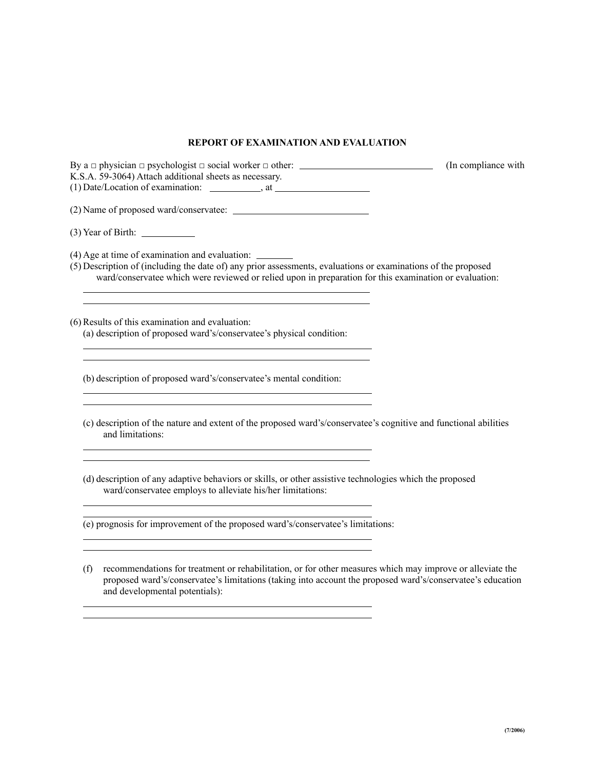# REPORT OF EXAMINATION AND EVALUATION

By a □ physician □ psychologist □ social worker □ other: ____________________________ (In compliance with K.S.A. 59-3064) Attach additional sheets as necessary.

(1) Date/Location of examination: __________, at ____________________

(2) Name of proposed ward/conservatee: ____________________________

(3) Year of Birth: ___________

(4) Age at time of examination and evaluation: ________

(5) Description of (including the date of) any prior assessments, evaluations or examinations of the proposed ward/conservatee which were reviewed or relied upon in preparation for this examination or evaluation:

______________________________________________________________

______________________________________________________________

(6) Results of this examination and evaluation:

(a) description of proposed ward's/conservatee's physical condition:

______________________________________________________________

______________________________________________________________

(b) description of proposed ward's/conservatee's mental condition:

______________________________________________________________

______________________________________________________________

(c) description of the nature and extent of the proposed ward's/conservatee's cognitive and functional abilities and limitations:

______________________________________________________________

______________________________________________________________

(d) description of any adaptive behaviors or skills, or other assistive technologies which the proposed ward/conservatee employs to alleviate his/her limitations:

______________________________________________________________

______________________________________________________________

(e) prognosis for improvement of the proposed ward's/conservatee's limitations:

______________________________________________________________

______________________________________________________________

(f) recommendations for treatment or rehabilitation, or for other measures which may improve or alleviate the proposed ward's/conservatee's limitations (taking into account the proposed ward's/conservatee's education and developmental potentials):

______________________________________________________________

______________________________________________________________

(7/2006)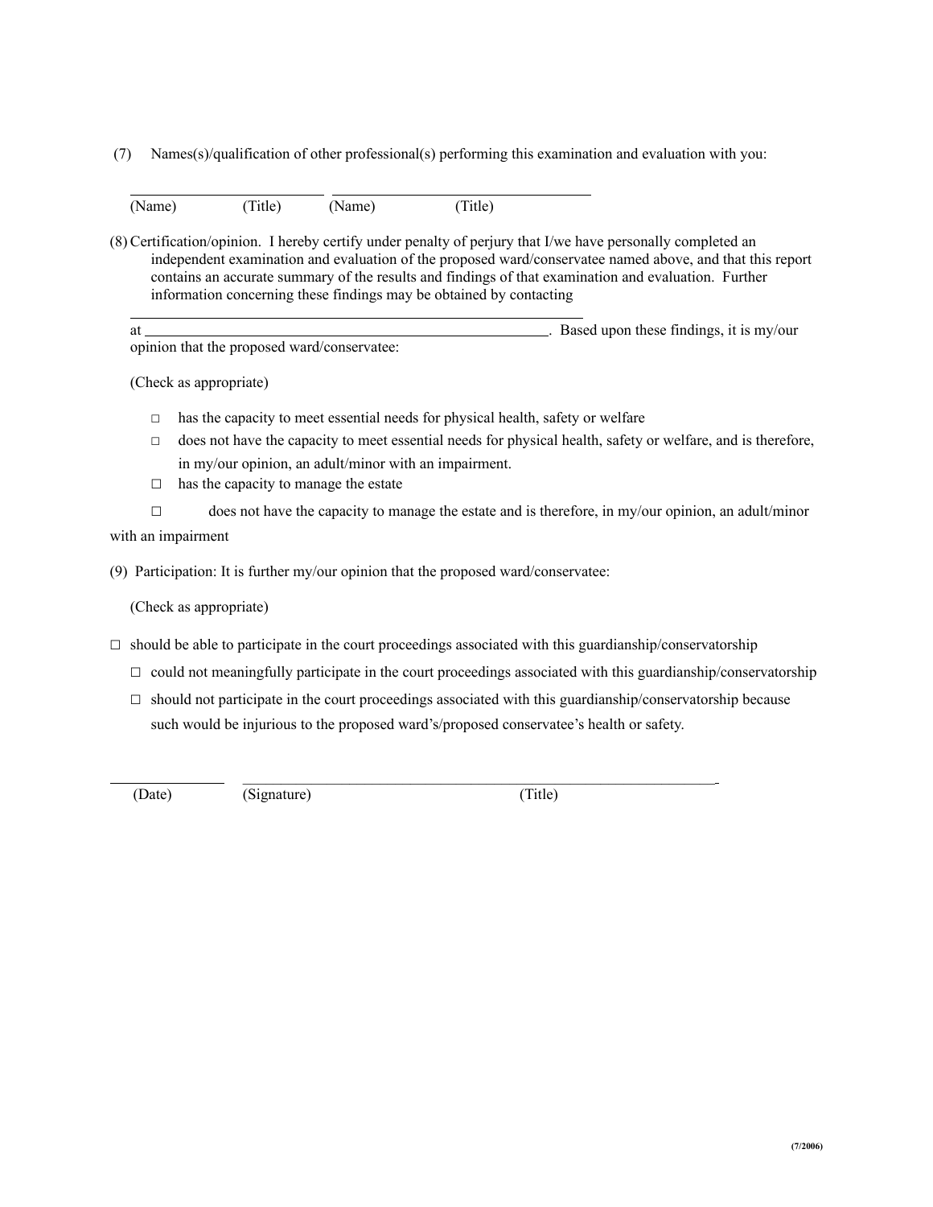(7) Names(s)/qualification of other professional(s) performing this examination and evaluation with you:

\_\_\_\_\_\_\_\_\_\_\_\_\_\_\_\_\_\_\_\_\_\_\_\_ \_\_\_\_\_\_\_\_\_\_\_\_\_\_\_\_\_\_\_\_\_\_\_\_\_\_\_\_\_\_\_\_

(Name) (Title) (Name) (Title)

(8) Certification/opinion. I hereby certify under penalty of perjury that I/we have personally completed an independent examination and evaluation of the proposed ward/conservatee named above, and that this report contains an accurate summary of the results and findings of that examination and evaluation. Further information concerning these findings may be obtained by contacting

\_\_\_\_\_\_\_\_\_\_\_\_\_\_\_\_\_\_\_\_\_\_\_\_\_\_\_\_\_\_\_\_\_\_\_\_\_\_\_\_\_\_\_\_\_\_\_\_\_\_\_\_\_\_\_\_

at \_\_\_\_\_\_\_\_\_\_\_\_\_\_\_\_\_\_\_\_\_\_\_\_\_\_\_\_\_\_\_\_\_\_\_\_\_\_\_\_\_\_\_\_\_\_\_\_\_\_. Based upon these findings, it is my/our opinion that the proposed ward/conservatee:

(Check as appropriate)

- ☐ has the capacity to meet essential needs for physical health, safety or welfare
- ☐ does not have the capacity to meet essential needs for physical health, safety or welfare, and is therefore, in my/our opinion, an adult/minor with an impairment.
- ☐ has the capacity to manage the estate
- ☐ does not have the capacity to manage the estate and is therefore, in my/our opinion, an adult/minor with an impairment

(9) Participation: It is further my/our opinion that the proposed ward/conservatee:

(Check as appropriate)

- ☐ should be able to participate in the court proceedings associated with this guardianship/conservatorship
- ☐ could not meaningfully participate in the court proceedings associated with this guardianship/conservatorship
- ☐ should not participate in the court proceedings associated with this guardianship/conservatorship because such would be injurious to the proposed ward's/proposed conservatee's health or safety.

\_\_\_\_\_\_\_\_\_\_\_\_\_\_\_\_ \_\_\_\_\_\_\_\_\_\_\_\_\_\_\_\_\_\_\_\_\_\_\_\_\_\_\_\_\_\_\_\_\_\_\_\_\_\_\_\_\_\_\_\_\_\_\_\_\_\_\_\_\_\_\_\_\_\_\_\_\_\_

(Date) (Signature) (Title)

(7/2006)